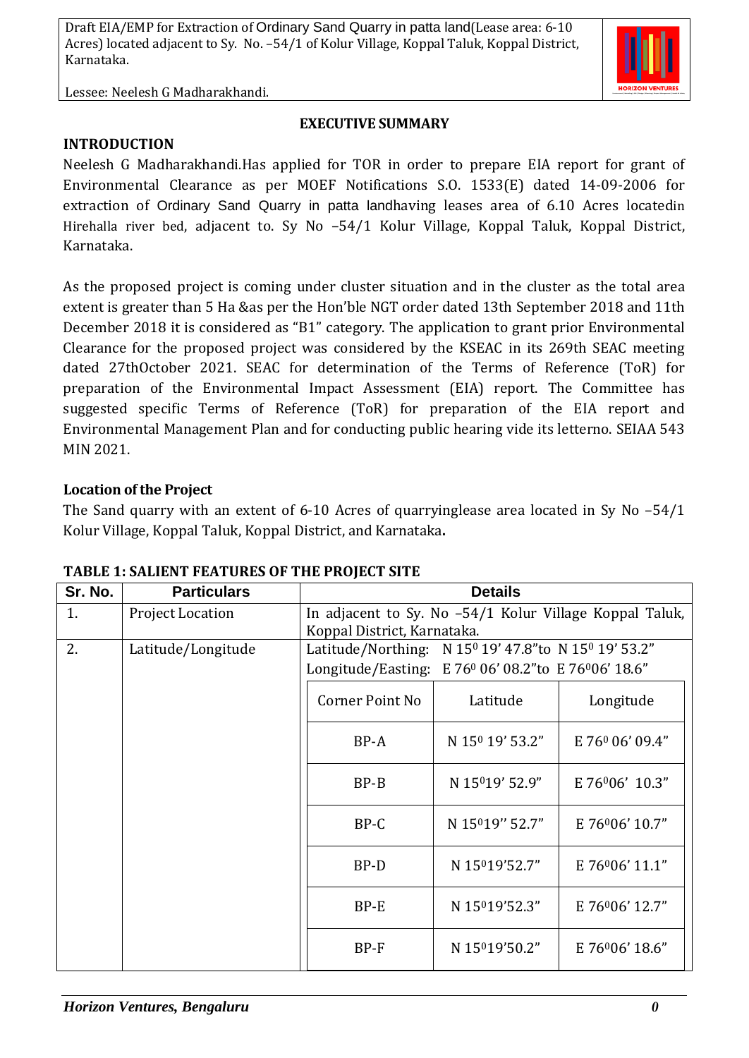## EXECUTIVE SUMMARY

### INTRODUCTION

Neelesh G Madharakhandi.Has applied for TOR in order to prepare EIA report for grant of Environmental Clearance as per MOEF Notifications S.O. 1533(E) dated 14-09-2006 for extraction of Ordinary Sand Quarry in patta landhaving leases area of 6.10 Acres locatedin Hirehalla river bed, adjacent to. Sy No –54/1 Kolur Village, Koppal Taluk, Koppal District, Karnataka.

As the proposed project is coming under cluster situation and in the cluster as the total area extent is greater than 5 Ha &as per the Hon'ble NGT order dated 13th September 2018 and 11th December 2018 it is considered as "B1" category. The application to grant prior Environmental Clearance for the proposed project was considered by the KSEAC in its 269th SEAC meeting dated 27thOctober 2021. SEAC for determination of the Terms of Reference (ToR) for preparation of the Environmental Impact Assessment (EIA) report. The Committee has suggested specific Terms of Reference (ToR) for preparation of the EIA report and Environmental Management Plan and for conducting public hearing vide its letterno. SEIAA 543 MIN 2021.

### Location of the Project

The Sand quarry with an extent of 6-10 Acres of quarryinglease area located in Sy No –54/1 Kolur Village, Koppal Taluk, Koppal District, and Karnataka**.**

**TABLE 1: SALIENT FEATURES OF THE PROJECT SITE**

| Sr. No. | Particulars | Details | | |
|---|---|---|---|---|
| 1. | Project Location | In adjacent to Sy. No –54/1 Kolur Village Koppal Taluk, Koppal District, Karnataka. | | |
| 2. | Latitude/Longitude | Latitude/Northing: N 15° 19' 47.8"to N 15° 19' 53.2"<br>Longitude/Easting: E 76° 06' 08.2"to E 76°06' 18.6" | | |
| | | Corner Point No | Latitude | Longitude |
| | | BP-A | N 15° 19' 53.2" | E 76° 06' 09.4" |
| | | BP-B | N 15°19' 52.9" | E 76°06' 10.3" |
| | | BP-C | N 15°19'' 52.7" | E 76°06' 10.7" |
| | | BP-D | N 15°19'52.7" | E 76°06' 11.1" |
| | | BP-E | N 15°19'52.3" | E 76°06' 12.7" |
| | | BP-F | N 15°19'50.2" | E 76°06' 18.6" |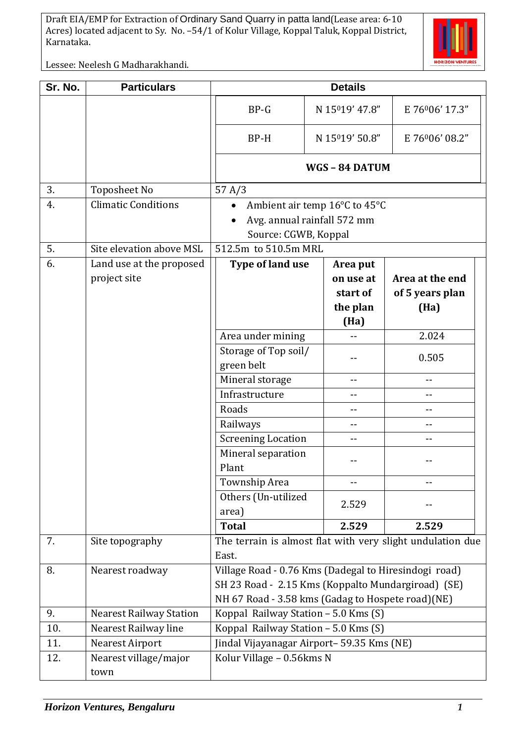| Sr. No. | Particulars | Details |
|---|---|---|
| | | BP-G &#124; N 15°19' 47.8" &#124; E 76°06' 17.3" |
| | | BP-H &#124; N 15°19' 50.8" &#124; E 76°06' 08.2" |
| | | **WGS – 84 DATUM** |
| 3. | Toposheet No | 57 A/3 |
| 4. | Climatic Conditions | • Ambient air temp 16°C to 45°C<br>• Avg. annual rainfall 572 mm<br>Source: CGWB, Koppal |
| 5. | Site elevation above MSL | 512.5m to 510.5m MRL |
| 6. | Land use at the proposed project site | See table below |
| 7. | Site topography | The terrain is almost flat with very slight undulation due East. |
| 8. | Nearest roadway | Village Road - 0.76 Kms (Dadegal to Hiresindogi road)<br>SH 23 Road - 2.15 Kms (Koppalto Mundargiroad) (SE)<br>NH 67 Road - 3.58 kms (Gadag to Hospete road)(NE) |
| 9. | Nearest Railway Station | Koppal Railway Station – 5.0 Kms (S) |
| 10. | Nearest Railway line | Koppal Railway Station – 5.0 Kms (S) |
| 11. | Nearest Airport | Jindal Vijayanagar Airport– 59.35 Kms (NE) |
| 12. | Nearest village/major town | Kolur Village – 0.56kms N |

Land use at the proposed project site (Sr. No. 6):

| Type of land use | Area put on use at start of the plan (Ha) | Area at the end of 5 years plan (Ha) |
|---|---|---|
| Area under mining | -- | 2.024 |
| Storage of Top soil/ green belt | -- | 0.505 |
| Mineral storage | -- | -- |
| Infrastructure | -- | -- |
| Roads | -- | -- |
| Railways | -- | -- |
| Screening Location | -- | -- |
| Mineral separation Plant | -- | -- |
| Township Area | -- | -- |
| Others (Un-utilized area) | 2.529 | -- |
| **Total** | **2.529** | **2.529** |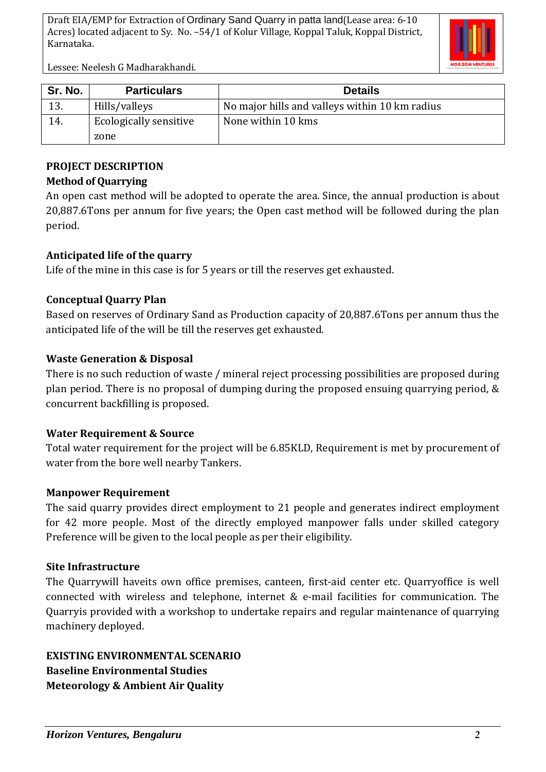| Sr. No. | Particulars | Details |
|---|---|---|
| 13. | Hills/valleys | No major hills and valleys within 10 km radius |
| 14. | Ecologically sensitive zone | None within 10 kms |

**PROJECT DESCRIPTION**

**Method of Quarrying**

An open cast method will be adopted to operate the area. Since, the annual production is about 20,887.6Tons per annum for five years; the Open cast method will be followed during the plan period.

**Anticipated life of the quarry**

Life of the mine in this case is for 5 years or till the reserves get exhausted.

**Conceptual Quarry Plan**

Based on reserves of Ordinary Sand as Production capacity of 20,887.6Tons per annum thus the anticipated life of the will be till the reserves get exhausted.

**Waste Generation & Disposal**

There is no such reduction of waste / mineral reject processing possibilities are proposed during plan period. There is no proposal of dumping during the proposed ensuing quarrying period, & concurrent backfilling is proposed.

**Water Requirement & Source**

Total water requirement for the project will be 6.85KLD, Requirement is met by procurement of water from the bore well nearby Tankers.

**Manpower Requirement**

The said quarry provides direct employment to 21 people and generates indirect employment for 42 more people. Most of the directly employed manpower falls under skilled category Preference will be given to the local people as per their eligibility.

**Site Infrastructure**

The Quarrywill haveits own office premises, canteen, first-aid center etc. Quarryoffice is well connected with wireless and telephone, internet & e-mail facilities for communication. The Quarryis provided with a workshop to undertake repairs and regular maintenance of quarrying machinery deployed.

**EXISTING ENVIRONMENTAL SCENARIO**

**Baseline Environmental Studies**

**Meteorology & Ambient Air Quality**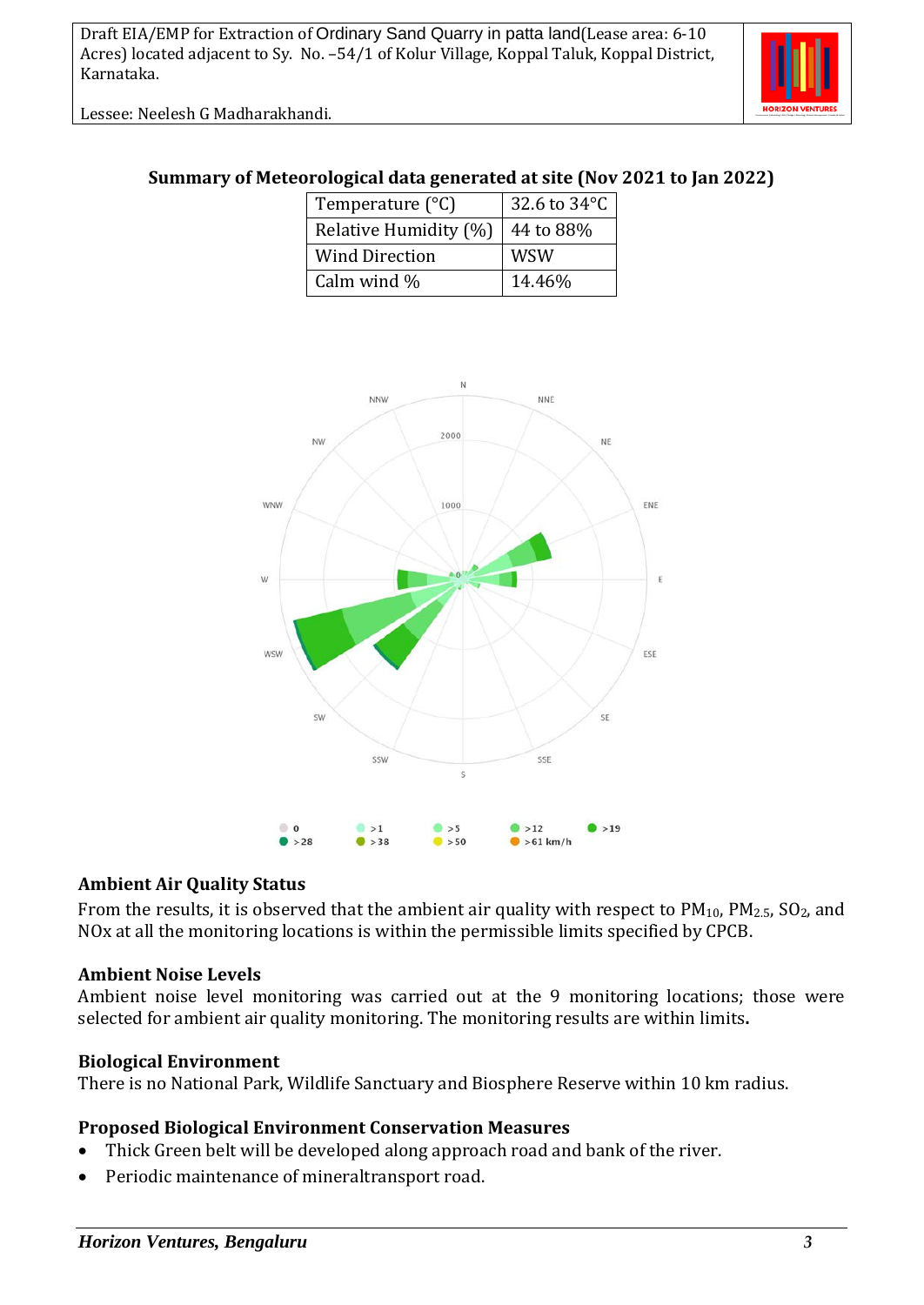**Summary of Meteorological data generated at site (Nov 2021 to Jan 2022)**

| Temperature (°C) | 32.6 to 34°C |
|---|---|
| Relative Humidity (%) | 44 to 88% |
| Wind Direction | WSW |
| Calm wind % | 14.46% |

### Ambient Air Quality Status

From the results, it is observed that the ambient air quality with respect to $PM_{10}$, $PM_{2.5}$, $SO_2$, and NOx at all the monitoring locations is within the permissible limits specified by CPCB.

### Ambient Noise Levels

Ambient noise level monitoring was carried out at the 9 monitoring locations; those were selected for ambient air quality monitoring. The monitoring results are within limits**.**

### Biological Environment

There is no National Park, Wildlife Sanctuary and Biosphere Reserve within 10 km radius.

### Proposed Biological Environment Conservation Measures

- Thick Green belt will be developed along approach road and bank of the river.
- Periodic maintenance of mineraltransport road.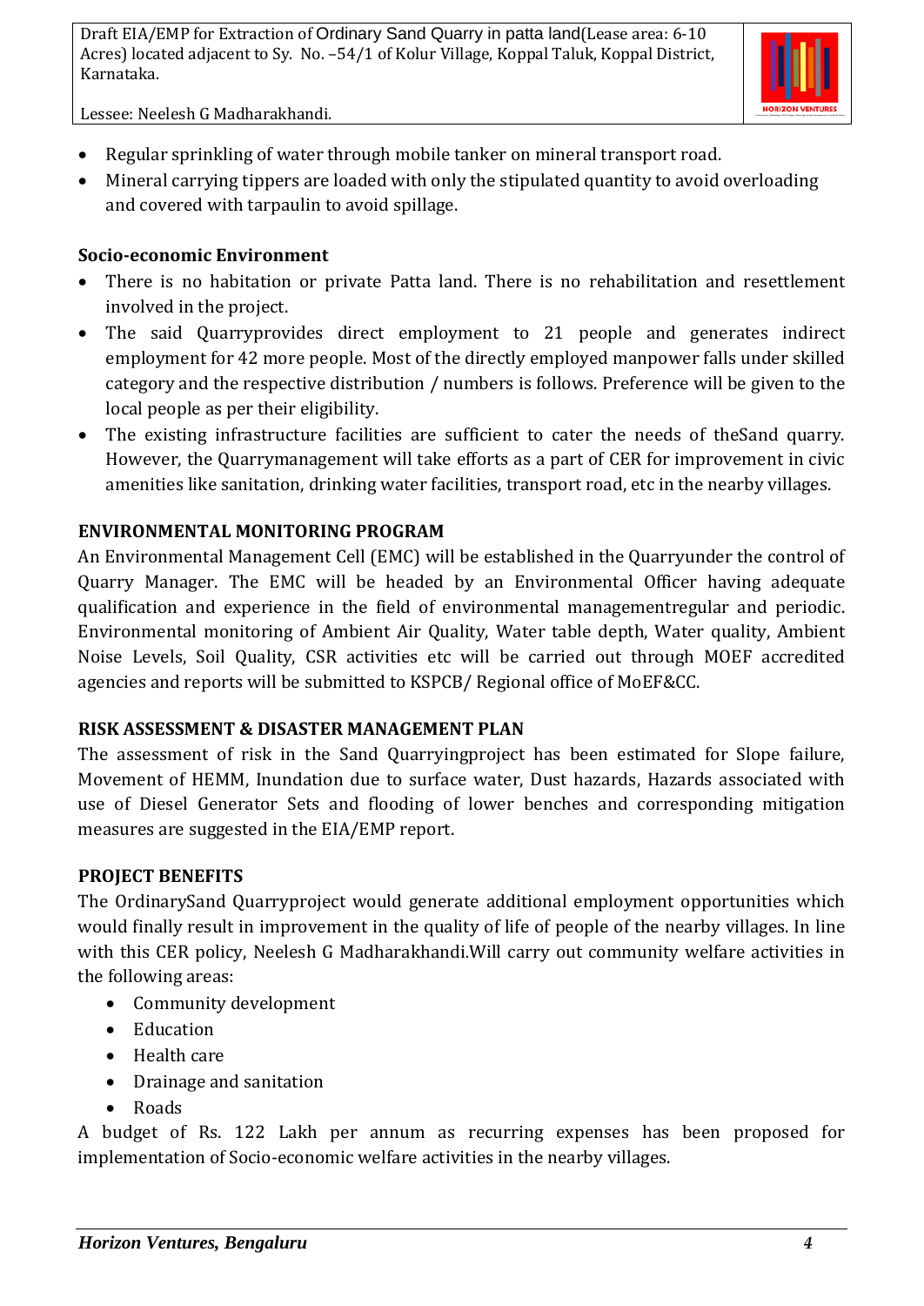- Regular sprinkling of water through mobile tanker on mineral transport road.
- Mineral carrying tippers are loaded with only the stipulated quantity to avoid overloading and covered with tarpaulin to avoid spillage.

**Socio-economic Environment**

- There is no habitation or private Patta land. There is no rehabilitation and resettlement involved in the project.
- The said Quarryprovides direct employment to 21 people and generates indirect employment for 42 more people. Most of the directly employed manpower falls under skilled category and the respective distribution / numbers is follows. Preference will be given to the local people as per their eligibility.
- The existing infrastructure facilities are sufficient to cater the needs of theSand quarry. However, the Quarrymanagement will take efforts as a part of CER for improvement in civic amenities like sanitation, drinking water facilities, transport road, etc in the nearby villages.

**ENVIRONMENTAL MONITORING PROGRAM**

An Environmental Management Cell (EMC) will be established in the Quarryunder the control of Quarry Manager. The EMC will be headed by an Environmental Officer having adequate qualification and experience in the field of environmental managementregular and periodic. Environmental monitoring of Ambient Air Quality, Water table depth, Water quality, Ambient Noise Levels, Soil Quality, CSR activities etc will be carried out through MOEF accredited agencies and reports will be submitted to KSPCB/ Regional office of MoEF&CC.

**RISK ASSESSMENT & DISASTER MANAGEMENT PLAN**

The assessment of risk in the Sand Quarryingproject has been estimated for Slope failure, Movement of HEMM, Inundation due to surface water, Dust hazards, Hazards associated with use of Diesel Generator Sets and flooding of lower benches and corresponding mitigation measures are suggested in the EIA/EMP report.

**PROJECT BENEFITS**

The OrdinarySand Quarryproject would generate additional employment opportunities which would finally result in improvement in the quality of life of people of the nearby villages. In line with this CER policy, Neelesh G Madharakhandi.Will carry out community welfare activities in the following areas:

- Community development
- Education
- Health care
- Drainage and sanitation
- Roads

A budget of Rs. 122 Lakh per annum as recurring expenses has been proposed for implementation of Socio-economic welfare activities in the nearby villages.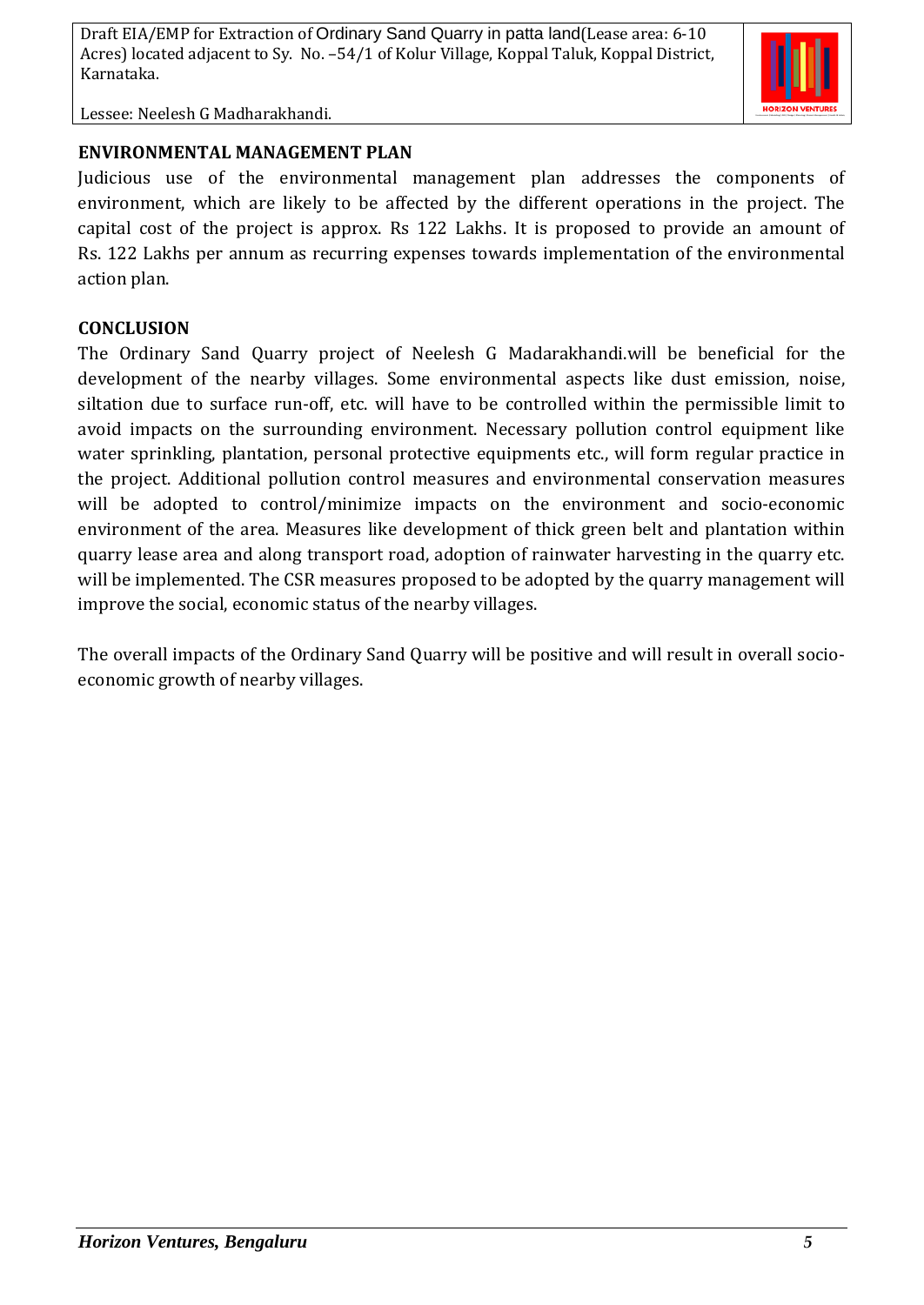**ENVIRONMENTAL MANAGEMENT PLAN**

Judicious use of the environmental management plan addresses the components of environment, which are likely to be affected by the different operations in the project. The capital cost of the project is approx. Rs 122 Lakhs. It is proposed to provide an amount of Rs. 122 Lakhs per annum as recurring expenses towards implementation of the environmental action plan.

**CONCLUSION**

The Ordinary Sand Quarry project of Neelesh G Madarakhandi.will be beneficial for the development of the nearby villages. Some environmental aspects like dust emission, noise, siltation due to surface run-off, etc. will have to be controlled within the permissible limit to avoid impacts on the surrounding environment. Necessary pollution control equipment like water sprinkling, plantation, personal protective equipments etc., will form regular practice in the project. Additional pollution control measures and environmental conservation measures will be adopted to control/minimize impacts on the environment and socio-economic environment of the area. Measures like development of thick green belt and plantation within quarry lease area and along transport road, adoption of rainwater harvesting in the quarry etc. will be implemented. The CSR measures proposed to be adopted by the quarry management will improve the social, economic status of the nearby villages.

The overall impacts of the Ordinary Sand Quarry will be positive and will result in overall socio-economic growth of nearby villages.